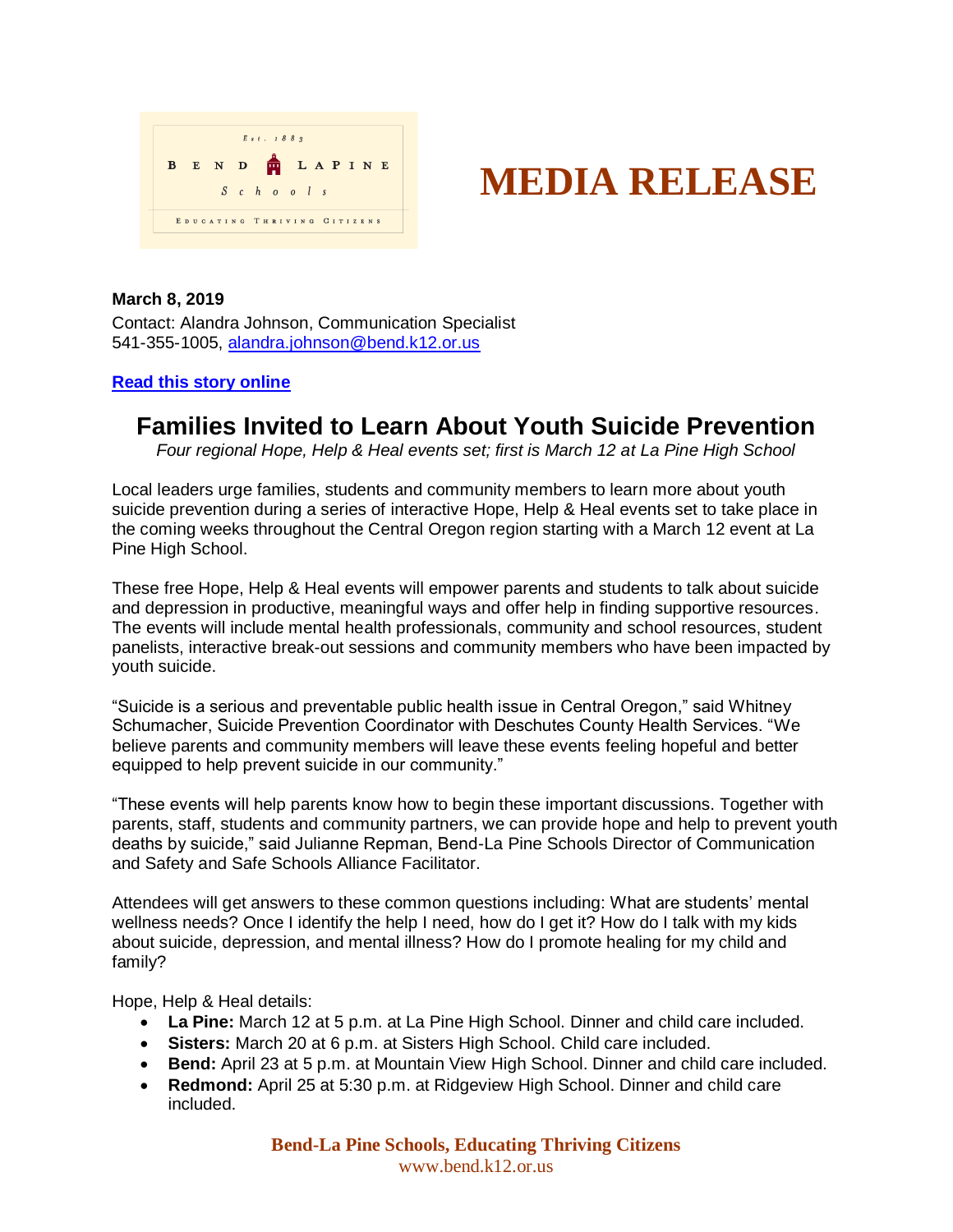Est. 1883

BEND LAPINE Schools

EDUCATING THRIVING CITIZENS

# MEDIA RELEASE

**March 8, 2019**

Contact: Alandra Johnson, Communication Specialist
541-355-1005, alandra.johnson@bend.k12.or.us

**Read this story online**

## Families Invited to Learn About Youth Suicide Prevention

*Four regional Hope, Help & Heal events set; first is March 12 at La Pine High School*

Local leaders urge families, students and community members to learn more about youth suicide prevention during a series of interactive Hope, Help & Heal events set to take place in the coming weeks throughout the Central Oregon region starting with a March 12 event at La Pine High School.

These free Hope, Help & Heal events will empower parents and students to talk about suicide and depression in productive, meaningful ways and offer help in finding supportive resources. The events will include mental health professionals, community and school resources, student panelists, interactive break-out sessions and community members who have been impacted by youth suicide.

"Suicide is a serious and preventable public health issue in Central Oregon," said Whitney Schumacher, Suicide Prevention Coordinator with Deschutes County Health Services. "We believe parents and community members will leave these events feeling hopeful and better equipped to help prevent suicide in our community."

"These events will help parents know how to begin these important discussions. Together with parents, staff, students and community partners, we can provide hope and help to prevent youth deaths by suicide," said Julianne Repman, Bend-La Pine Schools Director of Communication and Safety and Safe Schools Alliance Facilitator.

Attendees will get answers to these common questions including: What are students' mental wellness needs? Once I identify the help I need, how do I get it? How do I talk with my kids about suicide, depression, and mental illness? How do I promote healing for my child and family?

Hope, Help & Heal details:

- **La Pine:** March 12 at 5 p.m. at La Pine High School. Dinner and child care included.
- **Sisters:** March 20 at 6 p.m. at Sisters High School. Child care included.
- **Bend:** April 23 at 5 p.m. at Mountain View High School. Dinner and child care included.
- **Redmond:** April 25 at 5:30 p.m. at Ridgeview High School. Dinner and child care included.

**Bend-La Pine Schools, Educating Thriving Citizens**
www.bend.k12.or.us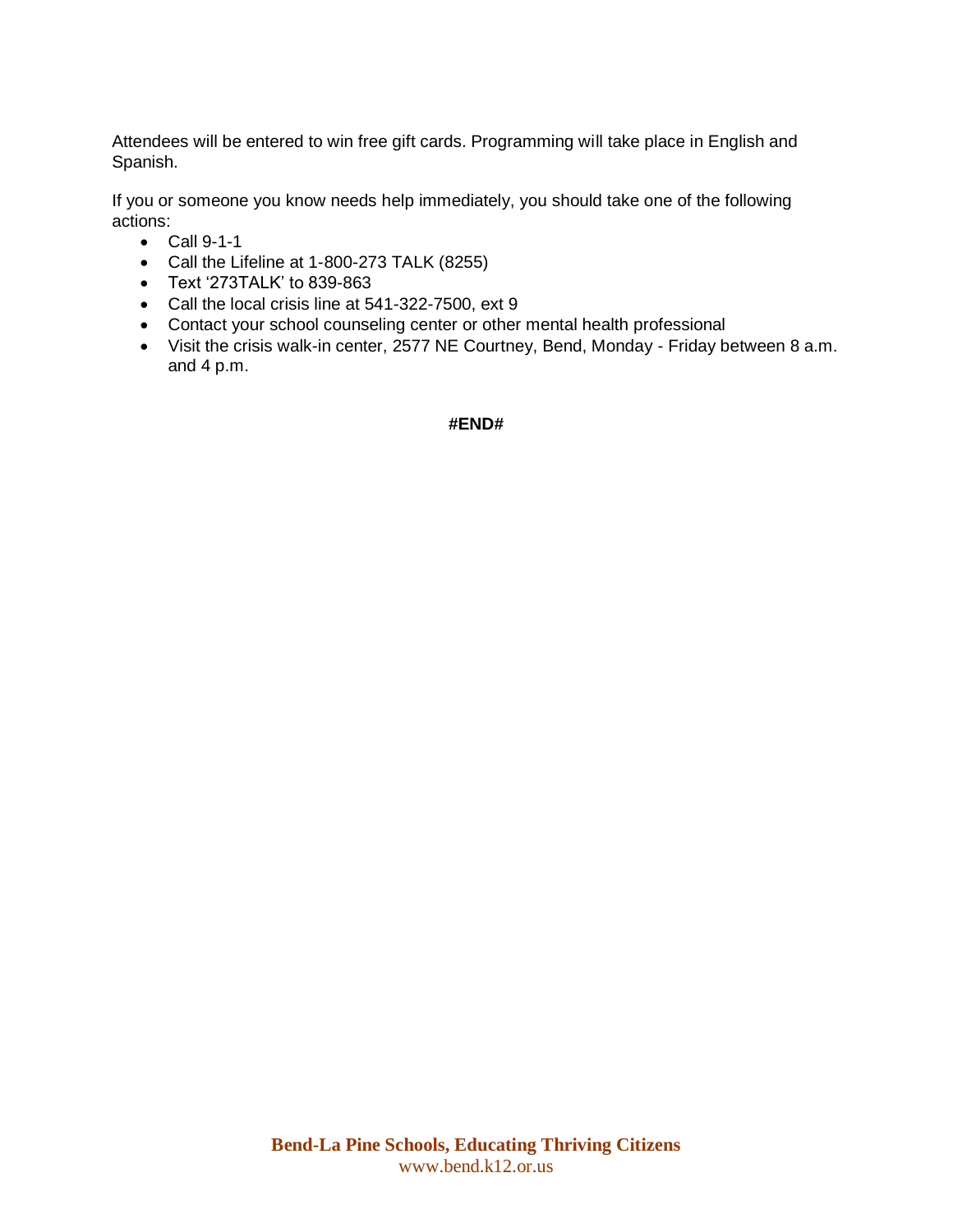Attendees will be entered to win free gift cards. Programming will take place in English and Spanish.

If you or someone you know needs help immediately, you should take one of the following actions:

- Call 9-1-1
- Call the Lifeline at 1-800-273 TALK (8255)
- Text '273TALK' to 839-863
- Call the local crisis line at 541-322-7500, ext 9
- Contact your school counseling center or other mental health professional
- Visit the crisis walk-in center, 2577 NE Courtney, Bend, Monday - Friday between 8 a.m. and 4 p.m.

**#END#**

**Bend-La Pine Schools, Educating Thriving Citizens**
www.bend.k12.or.us